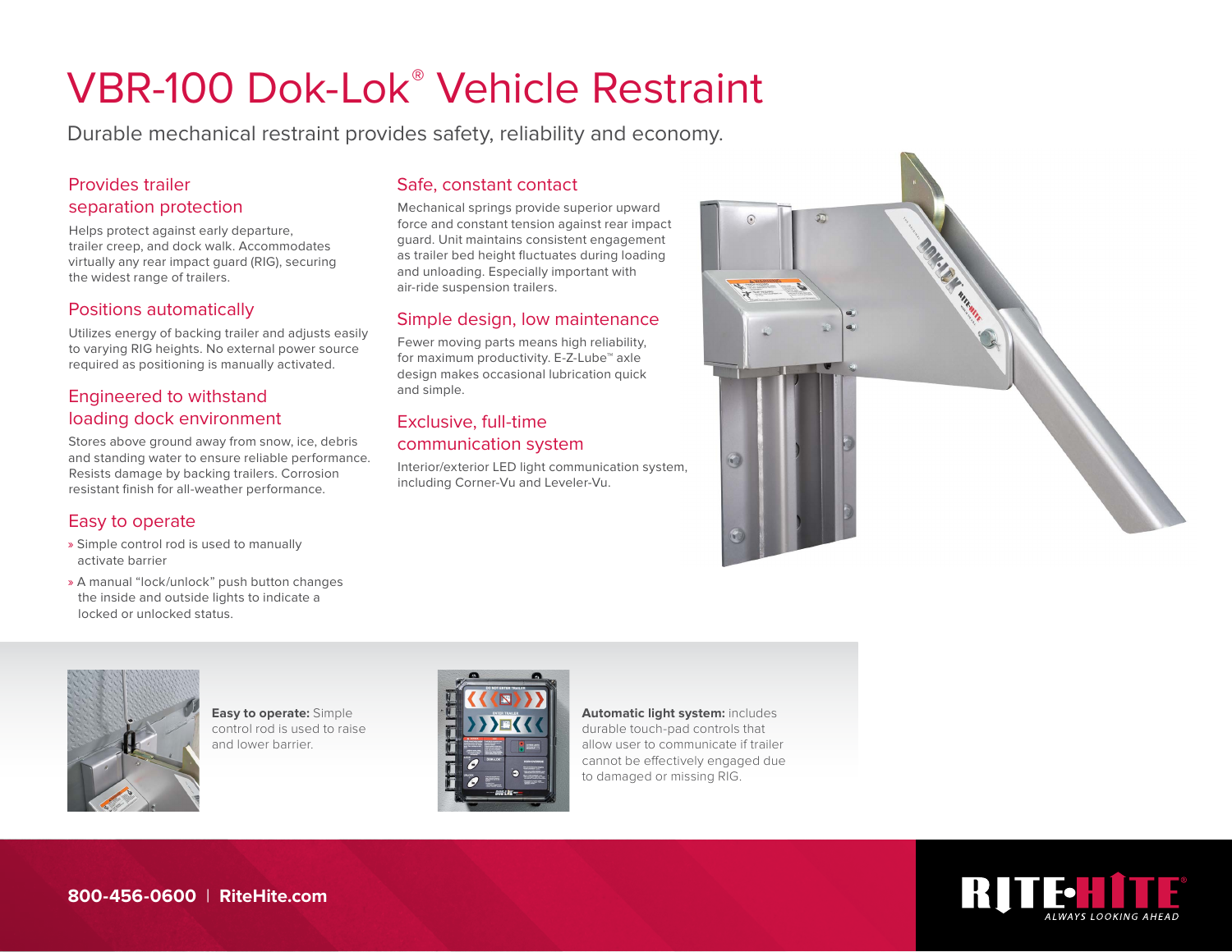# VBR-100 Dok-Lok® Vehicle Restraint

Durable mechanical restraint provides safety, reliability and economy.

## Provides trailer separation protection

Helps protect against early departure, trailer creep, and dock walk. Accommodates virtually any rear impact guard (RIG), securing the widest range of trailers.

## Positions automatically

Utilizes energy of backing trailer and adjusts easily to varying RIG heights. No external power source required as positioning is manually activated.

## Engineered to withstand loading dock environment

Stores above ground away from snow, ice, debris and standing water to ensure reliable performance. Resists damage by backing trailers. Corrosion resistant finish for all-weather performance.

## Easy to operate

» Simple control rod is used to manually activate barrier

» A manual "lock/unlock" push button changes the inside and outside lights to indicate a locked or unlocked status.

## Safe, constant contact

Mechanical springs provide superior upward force and constant tension against rear impact guard. Unit maintains consistent engagement as trailer bed height fluctuates during loading and unloading. Especially important with air-ride suspension trailers.

## Simple design, low maintenance

Fewer moving parts means high reliability, for maximum productivity. E-Z-Lube™ axle design makes occasional lubrication quick and simple.

## Exclusive, full-time communication system

Interior/exterior LED light communication system, including Corner-Vu and Leveler-Vu.

**Easy to operate:** Simple control rod is used to raise and lower barrier.

**Automatic light system:** includes durable touch-pad controls that allow user to communicate if trailer cannot be effectively engaged due to damaged or missing RIG.

**800-456-0600 | RiteHite.com**

RITE-HITE® ALWAYS LOOKING AHEAD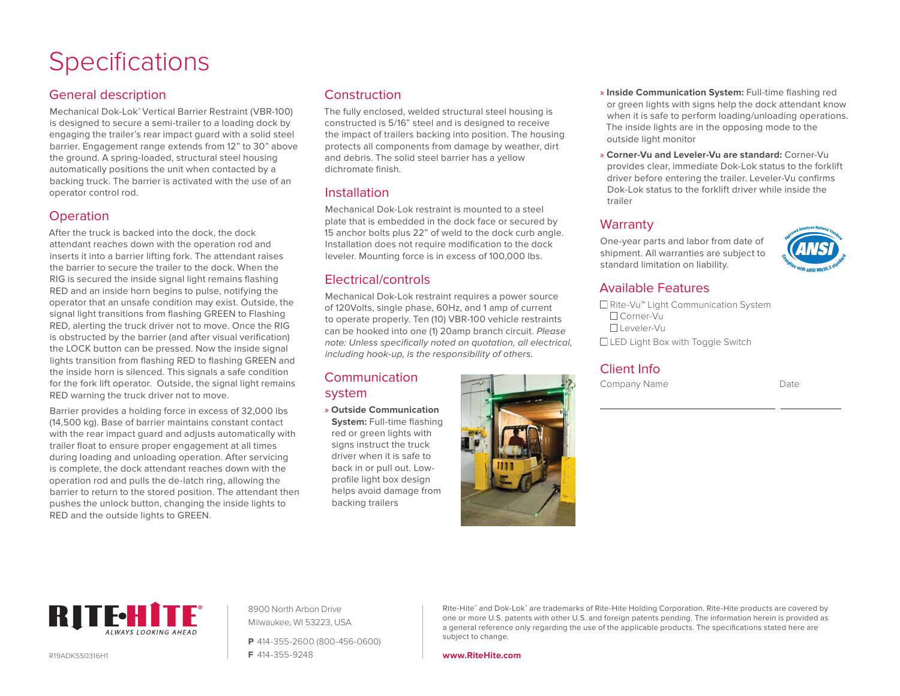# Specifications

## General description

Mechanical Dok-Lok® Vertical Barrier Restraint (VBR-100) is designed to secure a semi-trailer to a loading dock by engaging the trailer's rear impact guard with a solid steel barrier. Engagement range extends from 12" to 30" above the ground. A spring-loaded, structural steel housing automatically positions the unit when contacted by a backing truck. The barrier is activated with the use of an operator control rod.

## Operation

After the truck is backed into the dock, the dock attendant reaches down with the operation rod and inserts it into a barrier lifting fork. The attendant raises the barrier to secure the trailer to the dock. When the RIG is secured the inside signal light remains flashing RED and an inside horn begins to pulse, notifying the operator that an unsafe condition may exist. Outside, the signal light transitions from flashing GREEN to Flashing RED, alerting the truck driver not to move. Once the RIG is obstructed by the barrier (and after visual verification) the LOCK button can be pressed. Now the inside signal lights transition from flashing RED to flashing GREEN and the inside horn is silenced. This signals a safe condition for the fork lift operator. Outside, the signal light remains RED warning the truck driver not to move.

Barrier provides a holding force in excess of 32,000 lbs (14,500 kg). Base of barrier maintains constant contact with the rear impact guard and adjusts automatically with trailer float to ensure proper engagement at all times during loading and unloading operation. After servicing is complete, the dock attendant reaches down with the operation rod and pulls the de-latch ring, allowing the barrier to return to the stored position. The attendant then pushes the unlock button, changing the inside lights to RED and the outside lights to GREEN.

## Construction

The fully enclosed, welded structural steel housing is constructed is 5/16" steel and is designed to receive the impact of trailers backing into position. The housing protects all components from damage by weather, dirt and debris. The solid steel barrier has a yellow dichromate finish.

## Installation

Mechanical Dok-Lok restraint is mounted to a steel plate that is embedded in the dock face or secured by 15 anchor bolts plus 22" of weld to the dock curb angle. Installation does not require modification to the dock leveler. Mounting force is in excess of 100,000 lbs.

## Electrical/controls

Mechanical Dok-Lok restraint requires a power source of 120Volts, single phase, 60Hz, and 1 amp of current to operate properly. Ten (10) VBR-100 vehicle restraints can be hooked into one (1) 20amp branch circuit. *Please note: Unless specifically noted on quotation, all electrical, including hook-up, is the responsibility of others.*

## Communication system

- **Outside Communication System:** Full-time flashing red or green lights with signs instruct the truck driver when it is safe to back in or pull out. Low-profile light box design helps avoid damage from backing trailers
- **Inside Communication System:** Full-time flashing red or green lights with signs help the dock attendant know when it is safe to perform loading/unloading operations. The inside lights are in the opposing mode to the outside light monitor
- **Corner-Vu and Leveler-Vu are standard:** Corner-Vu provides clear, immediate Dok-Lok status to the forklift driver before entering the trailer. Leveler-Vu confirms Dok-Lok status to the forklift driver while inside the trailer

## Warranty

One-year parts and labor from date of shipment. All warranties are subject to standard limitation on liability.

## Available Features

- ☐ Rite-Vu™ Light Communication System
  - ☐ Corner-Vu
  - ☐ Leveler-Vu
- ☐ LED Light Box with Toggle Switch

## Client Info

Company Name ____________________ Date __________

8900 North Arbon Drive
Milwaukee, WI 53223, USA

**P** 414-355-2600 (800-456-0600)
**F** 414-355-9248

Rite-Hite® and Dok-Lok® are trademarks of Rite-Hite Holding Corporation. Rite-Hite products are covered by one or more U.S. patents with other U.S. and foreign patents pending. The information herein is provided as a general reference only regarding the use of the applicable products. The specifications stated here are subject to change.

**www.RiteHite.com**

R19ADKSS0316H1